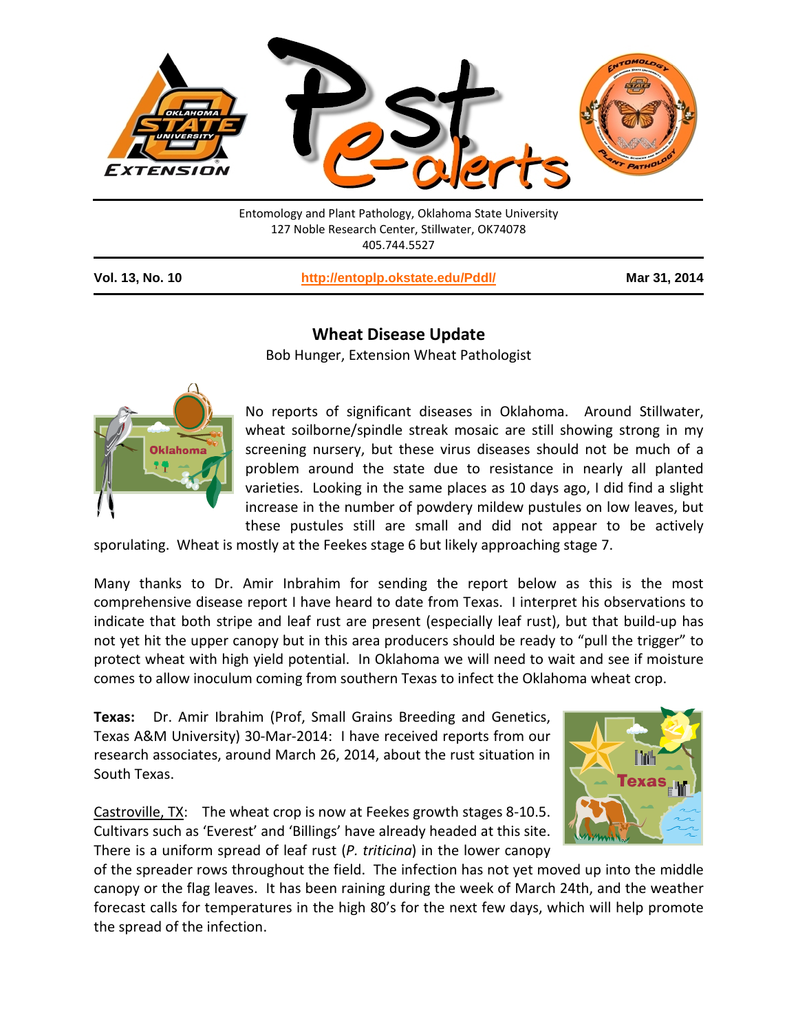Entomology and Plant Pathology, Oklahoma State University
127 Noble Research Center, Stillwater, OK74078
405.744.5527

**Vol. 13, No. 10** | **http://entoplp.okstate.edu/Pddl/** | **Mar 31, 2014**

## Wheat Disease Update

Bob Hunger, Extension Wheat Pathologist

No reports of significant diseases in Oklahoma. Around Stillwater, wheat soilborne/spindle streak mosaic are still showing strong in my screening nursery, but these virus diseases should not be much of a problem around the state due to resistance in nearly all planted varieties. Looking in the same places as 10 days ago, I did find a slight increase in the number of powdery mildew pustules on low leaves, but these pustules still are small and did not appear to be actively sporulating. Wheat is mostly at the Feekes stage 6 but likely approaching stage 7.

Many thanks to Dr. Amir Inbrahim for sending the report below as this is the most comprehensive disease report I have heard to date from Texas. I interpret his observations to indicate that both stripe and leaf rust are present (especially leaf rust), but that build-up has not yet hit the upper canopy but in this area producers should be ready to "pull the trigger" to protect wheat with high yield potential. In Oklahoma we will need to wait and see if moisture comes to allow inoculum coming from southern Texas to infect the Oklahoma wheat crop.

**Texas:** Dr. Amir Ibrahim (Prof, Small Grains Breeding and Genetics, Texas A&M University) 30-Mar-2014: I have received reports from our research associates, around March 26, 2014, about the rust situation in South Texas.

Castroville, TX: The wheat crop is now at Feekes growth stages 8-10.5. Cultivars such as 'Everest' and 'Billings' have already headed at this site. There is a uniform spread of leaf rust (*P. triticina*) in the lower canopy of the spreader rows throughout the field. The infection has not yet moved up into the middle canopy or the flag leaves. It has been raining during the week of March 24th, and the weather forecast calls for temperatures in the high 80's for the next few days, which will help promote the spread of the infection.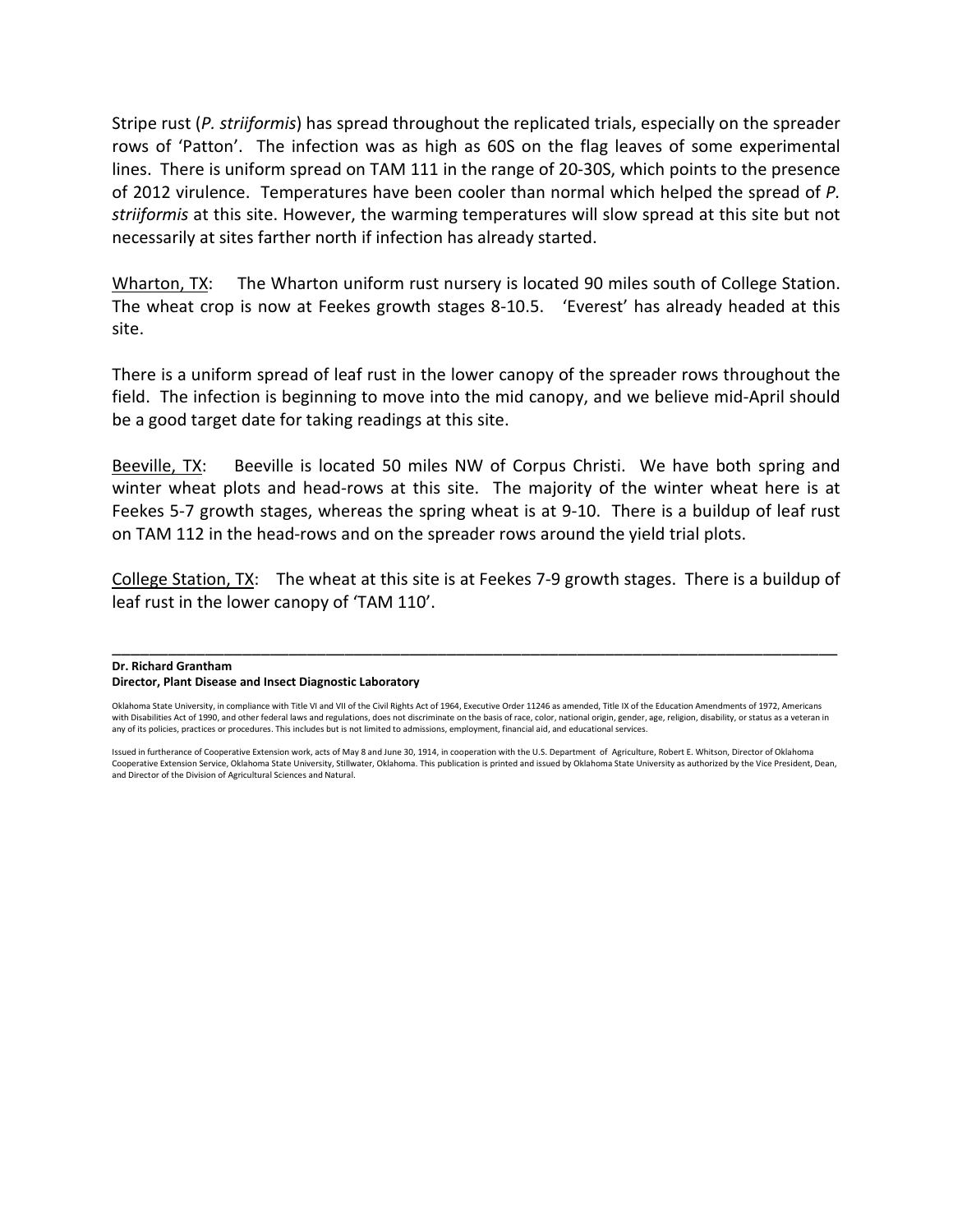Stripe rust (*P. striiformis*) has spread throughout the replicated trials, especially on the spreader rows of 'Patton'. The infection was as high as 60S on the flag leaves of some experimental lines. There is uniform spread on TAM 111 in the range of 20-30S, which points to the presence of 2012 virulence. Temperatures have been cooler than normal which helped the spread of *P. striiformis* at this site. However, the warming temperatures will slow spread at this site but not necessarily at sites farther north if infection has already started.

<u>Wharton, TX</u>: The Wharton uniform rust nursery is located 90 miles south of College Station. The wheat crop is now at Feekes growth stages 8-10.5. 'Everest' has already headed at this site.

There is a uniform spread of leaf rust in the lower canopy of the spreader rows throughout the field. The infection is beginning to move into the mid canopy, and we believe mid-April should be a good target date for taking readings at this site.

<u>Beeville, TX</u>: Beeville is located 50 miles NW of Corpus Christi. We have both spring and winter wheat plots and head-rows at this site. The majority of the winter wheat here is at Feekes 5-7 growth stages, whereas the spring wheat is at 9-10. There is a buildup of leaf rust on TAM 112 in the head-rows and on the spreader rows around the yield trial plots.

<u>College Station, TX</u>: The wheat at this site is at Feekes 7-9 growth stages. There is a buildup of leaf rust in the lower canopy of 'TAM 110'.

---

**Dr. Richard Grantham**
**Director, Plant Disease and Insect Diagnostic Laboratory**

Oklahoma State University, in compliance with Title VI and VII of the Civil Rights Act of 1964, Executive Order 11246 as amended, Title IX of the Education Amendments of 1972, Americans with Disabilities Act of 1990, and other federal laws and regulations, does not discriminate on the basis of race, color, national origin, gender, age, religion, disability, or status as a veteran in any of its policies, practices or procedures. This includes but is not limited to admissions, employment, financial aid, and educational services.

Issued in furtherance of Cooperative Extension work, acts of May 8 and June 30, 1914, in cooperation with the U.S. Department of Agriculture, Robert E. Whitson, Director of Oklahoma Cooperative Extension Service, Oklahoma State University, Stillwater, Oklahoma. This publication is printed and issued by Oklahoma State University as authorized by the Vice President, Dean, and Director of the Division of Agricultural Sciences and Natural.